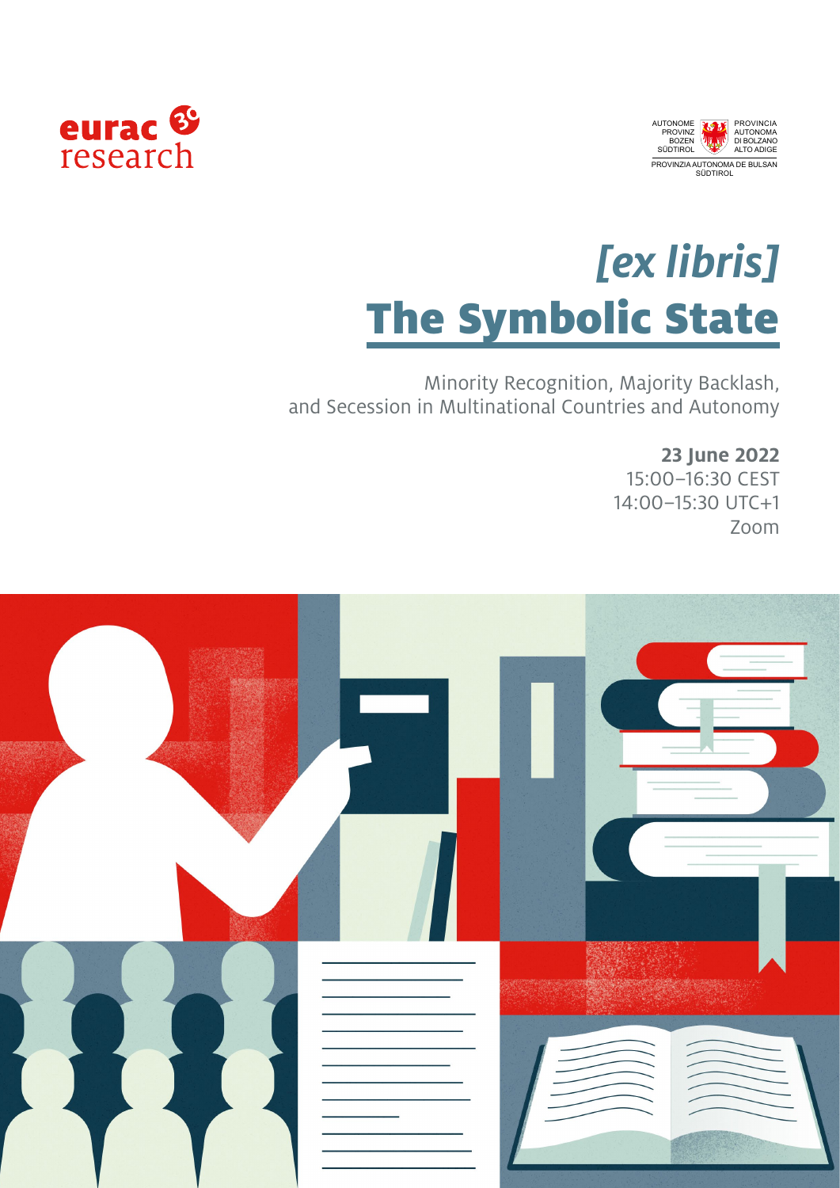eurac research

AUTONOME PROVINZ BOZEN SÜDTIROL
PROVINCIA AUTONOMA DI BOLZANO ALTO ADIGE
PROVINZIA AUTONOMA DE BULSAN SÜDTIROL

# *[ex libris]*
# The Symbolic State

Minority Recognition, Majority Backlash, and Secession in Multinational Countries and Autonomy

**23 June 2022**
15:00–16:30 CEST
14:00–15:30 UTC+1
Zoom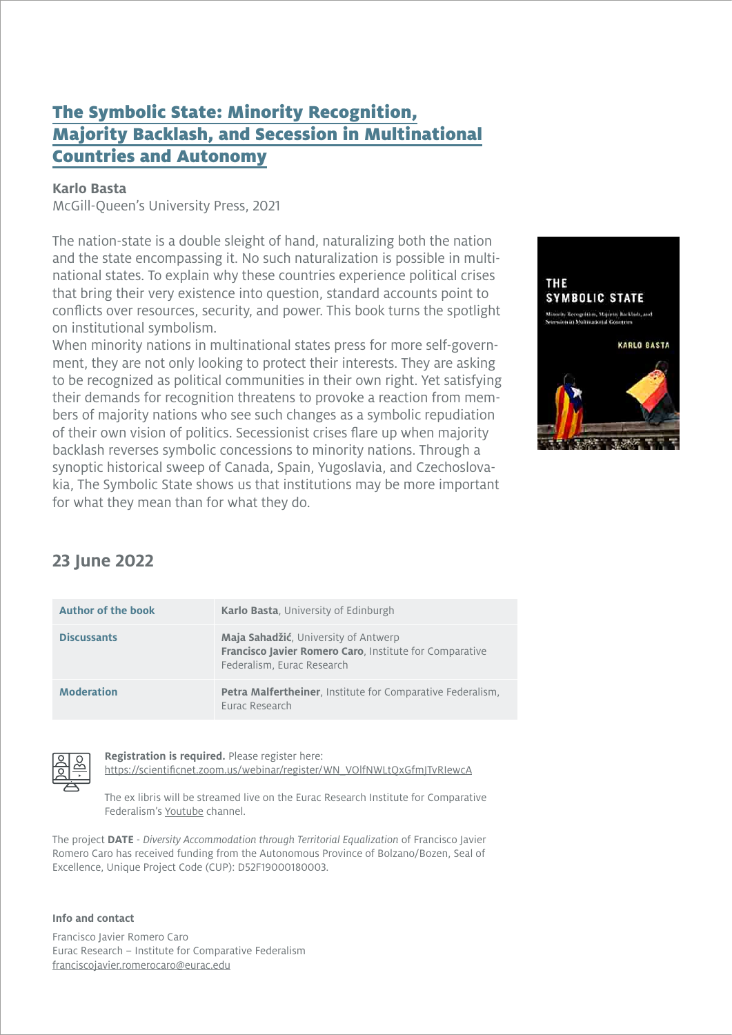## The Symbolic State: Minority Recognition, Majority Backlash, and Secession in Multinational Countries and Autonomy

**Karlo Basta**
McGill-Queen's University Press, 2021

The nation-state is a double sleight of hand, naturalizing both the nation and the state encompassing it. No such naturalization is possible in multinational states. To explain why these countries experience political crises that bring their very existence into question, standard accounts point to conflicts over resources, security, and power. This book turns the spotlight on institutional symbolism.
When minority nations in multinational states press for more self-government, they are not only looking to protect their interests. They are asking to be recognized as political communities in their own right. Yet satisfying their demands for recognition threatens to provoke a reaction from members of majority nations who see such changes as a symbolic repudiation of their own vision of politics. Secessionist crises flare up when majority backlash reverses symbolic concessions to minority nations. Through a synoptic historical sweep of Canada, Spain, Yugoslavia, and Czechoslovakia, The Symbolic State shows us that institutions may be more important for what they mean than for what they do.

## 23 June 2022

| | |
|---|---|
| **Author of the book** | **Karlo Basta**, University of Edinburgh |
| **Discussants** | **Maja Sahadžić**, University of Antwerp<br>**Francisco Javier Romero Caro**, Institute for Comparative Federalism, Eurac Research |
| **Moderation** | **Petra Malfertheiner**, Institute for Comparative Federalism, Eurac Research |

**Registration is required.** Please register here:
https://scientificnet.zoom.us/webinar/register/WN_VOlfNWLtQxGfmJTvRIewcA

The ex libris will be streamed live on the Eurac Research Institute for Comparative Federalism's Youtube channel.

The project **DATE** - *Diversity Accommodation through Territorial Equalization* of Francisco Javier Romero Caro has received funding from the Autonomous Province of Bolzano/Bozen, Seal of Excellence, Unique Project Code (CUP): D52F19000180003.

**Info and contact**

Francisco Javier Romero Caro
Eurac Research – Institute for Comparative Federalism
franciscojavier.romerocaro@eurac.edu